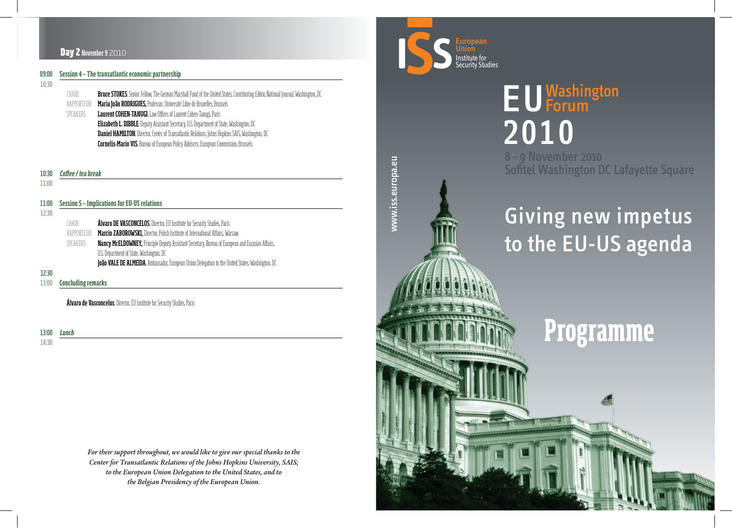## Day 2 November 9 2010

**09:00 – 10:30 Session 4 – The transatlantic economic partnership**

CHAIR: **Bruce STOKES**, Senior Fellow, The German Marshall Fund of the United States, Contributing Editor, National Journal, Washington, DC

RAPPORTEUR: **Maria João RODRIGUES,** Professor, Université Libre de Bruxelles, Brussels

SPEAKERS:
**Laurent COHEN-TANUGI**, Law Offices of Laurent Cohen-Tanugi, Paris
**Elizabeth L. DIBBLE**, Deputy Assistant Secretary, U.S. Department of State, Washington, DC
**Daniel HAMILTON**, Director, Center of Transatlantic Relations, Johns Hopkins SAIS, Washington, DC
**Cornelis-Mario VIS**, Bureau of European Policy Advisers, European Commission, Brussels

**10:30 – 11:00 *Coffee / tea break***

**11:00 – 12:30 Session 5 – Implications for EU-US relations**

CHAIR: **Álvaro DE VASCONCELOS**, Director, EU Institute for Security Studies, Paris

RAPPORTEUR: **Marcin ZABOROWSKI,** Director, Polish Institute of International Affairs, Warsaw

SPEAKERS:
**Nancy McELDOWNEY,** Principle Deputy Assistant Secretary, Bureau of European and Eurasian Affairs, U.S. Department of State, Washington, DC
**João VALE DE ALMEIDA**, Ambassador, European Union Delegation to the United States, Washington, DC

**12:30 – 13:00 Concluding remarks**

**Álvaro de Vasconcelos**, Director, EU Institute for Security Studies, Paris

**13:00 – 14:30 *Lunch***

*For their support throughout, we would like to give our special thanks to the Center for Transatlantic Relations of the Johns Hopkins University, SAIS; to the European Union Delegation to the United States, and to the Belgian Presidency of the European Union.*

ISS European Union Institute for Security Studies

www.iss.europa.eu

# EU Washington Forum 2010

8 - 9 November 2010
Sofitel Washington DC Lafayette Square

## Giving new impetus to the EU-US agenda

# Programme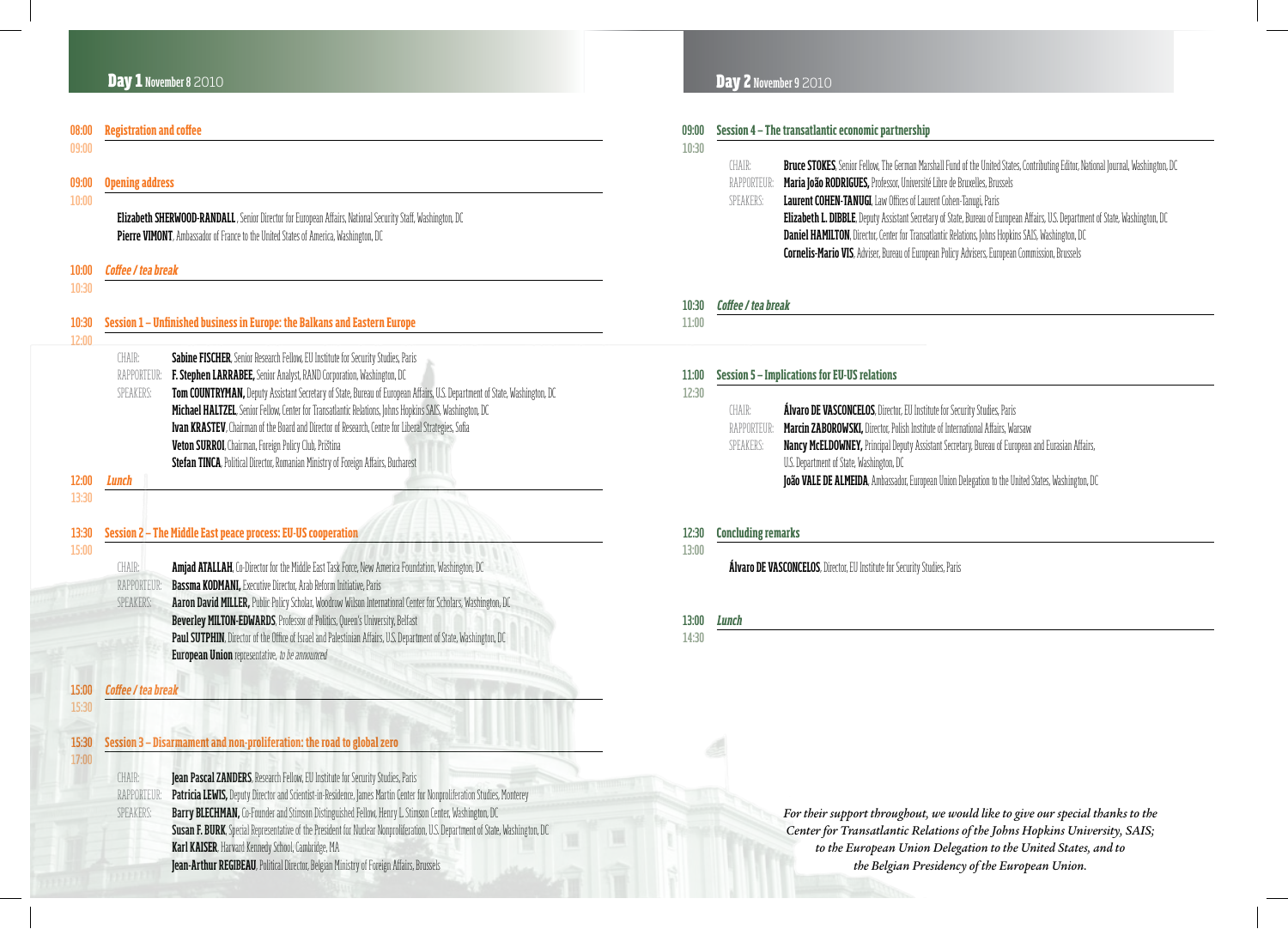## Day 1 November 8 2010

**08:00 – 09:00 Registration and coffee**

**09:00 – 10:00 Opening address**

**Elizabeth SHERWOOD-RANDALL** , Senior Director for European Affairs, National Security Staff, Washington, DC
**Pierre VIMONT**, Ambassador of France to the United States of America, Washington, DC

**10:00 – 10:30 *Coffee / tea break***

**10:30 – 12:00 Session 1 – Unfinished business in Europe: the Balkans and Eastern Europe**

CHAIR: **Sabine FISCHER**, Senior Research Fellow, EU Institute for Security Studies, Paris
RAPPORTEUR: **F. Stephen LARRABEE,** Senior Analyst, RAND Corporation, Washington, DC
SPEAKERS: **Tom COUNTRYMAN,** Deputy Assistant Secretary of State, Bureau of European Affairs, U.S. Department of State, Washington, DC
**Michael HALTZEL**, Senior Fellow, Center for Transatlantic Relations, Johns Hopkins SAIS, Washington, DC
**Ivan KRASTEV**, Chairman of the Board and Director of Research, Centre for Liberal Strategies, Sofia
**Veton SURROI**, Chairman, Foreign Policy Club, Priština
**Stefan TINCA**, Political Director, Romanian Ministry of Foreign Affairs, Bucharest

**12:00 – 13:30 *Lunch***

**13:30 – 15:00 Session 2 – The Middle East peace process: EU-US cooperation**

CHAIR: **Amjad ATALLAH**, Co-Director for the Middle East Task Force, New America Foundation, Washington, DC
RAPPORTEUR: **Bassma KODMANI,** Executive Director, Arab Reform Initiative, Paris
SPEAKERS: **Aaron David MILLER,** Public Policy Scholar, Woodrow Wilson International Center for Scholars, Washington, DC
**Beverley MILTON-EDWARDS**, Professor of Politics, Queen's University, Belfast
**Paul SUTPHIN**, Director of the Office of Israel and Palestinian Affairs, U.S. Department of State, Washington, DC
**European Union** representative, *to be announced*

**15:00 – 15:30 *Coffee / tea break***

**15:30 – 17:00 Session 3 – Disarmament and non-proliferation: the road to global zero**

CHAIR: **Jean Pascal ZANDERS**, Research Fellow, EU Institute for Security Studies, Paris
RAPPORTEUR: **Patricia LEWIS,** Deputy Director and Scientist-in-Residence, James Martin Center for Nonproliferation Studies, Monterey
SPEAKERS: **Barry BLECHMAN,** Co-Founder and Stimson Distinguished Fellow, Henry L. Stimson Center, Washington, DC
**Susan F. BURK**, Special Representative of the President for Nuclear Nonproliferation, U.S. Department of State, Washington, DC
**Karl KAISER**, Harvard Kennedy School, Cambridge, MA
**Jean-Arthur REGIBEAU**, Political Director, Belgian Ministry of Foreign Affairs, Brussels

## Day 2 November 9 2010

**09:00 – 10:30 Session 4 – The transatlantic economic partnership**

CHAIR: **Bruce STOKES**, Senior Fellow, The German Marshall Fund of the United States, Contributing Editor, National Journal, Washington, DC
RAPPORTEUR: **Maria João RODRIGUES,** Professor, Université Libre de Bruxelles, Brussels
SPEAKERS: **Laurent COHEN-TANUGI**, Law Offices of Laurent Cohen-Tanugi, Paris
**Elizabeth L. DIBBLE**, Deputy Assistant Secretary of State, Bureau of European Affairs, U.S. Department of State, Washington, DC
**Daniel HAMILTON**, Director, Center for Transatlantic Relations, Johns Hopkins SAIS, Washington, DC
**Cornelis-Mario VIS**, Adviser, Bureau of European Policy Advisers, European Commission, Brussels

**10:30 – 11:00 *Coffee / tea break***

**11:00 – 12:30 Session 5 – Implications for EU-US relations**

CHAIR: **Álvaro DE VASCONCELOS**, Director, EU Institute for Security Studies, Paris
RAPPORTEUR: **Marcin ZABOROWSKI,** Director, Polish Institute of International Affairs, Warsaw
SPEAKERS: **Nancy McELDOWNEY,** Principal Deputy Assistant Secretary, Bureau of European and Eurasian Affairs, U.S. Department of State, Washington, DC
**João VALE DE ALMEIDA**, Ambassador, European Union Delegation to the United States, Washington, DC

**12:30 – 13:00 Concluding remarks**

**Álvaro DE VASCONCELOS**, Director, EU Institute for Security Studies, Paris

**13:00 – 14:30 *Lunch***

*For their support throughout, we would like to give our special thanks to the Center for Transatlantic Relations of the Johns Hopkins University, SAIS; to the European Union Delegation to the United States, and to the Belgian Presidency of the European Union.*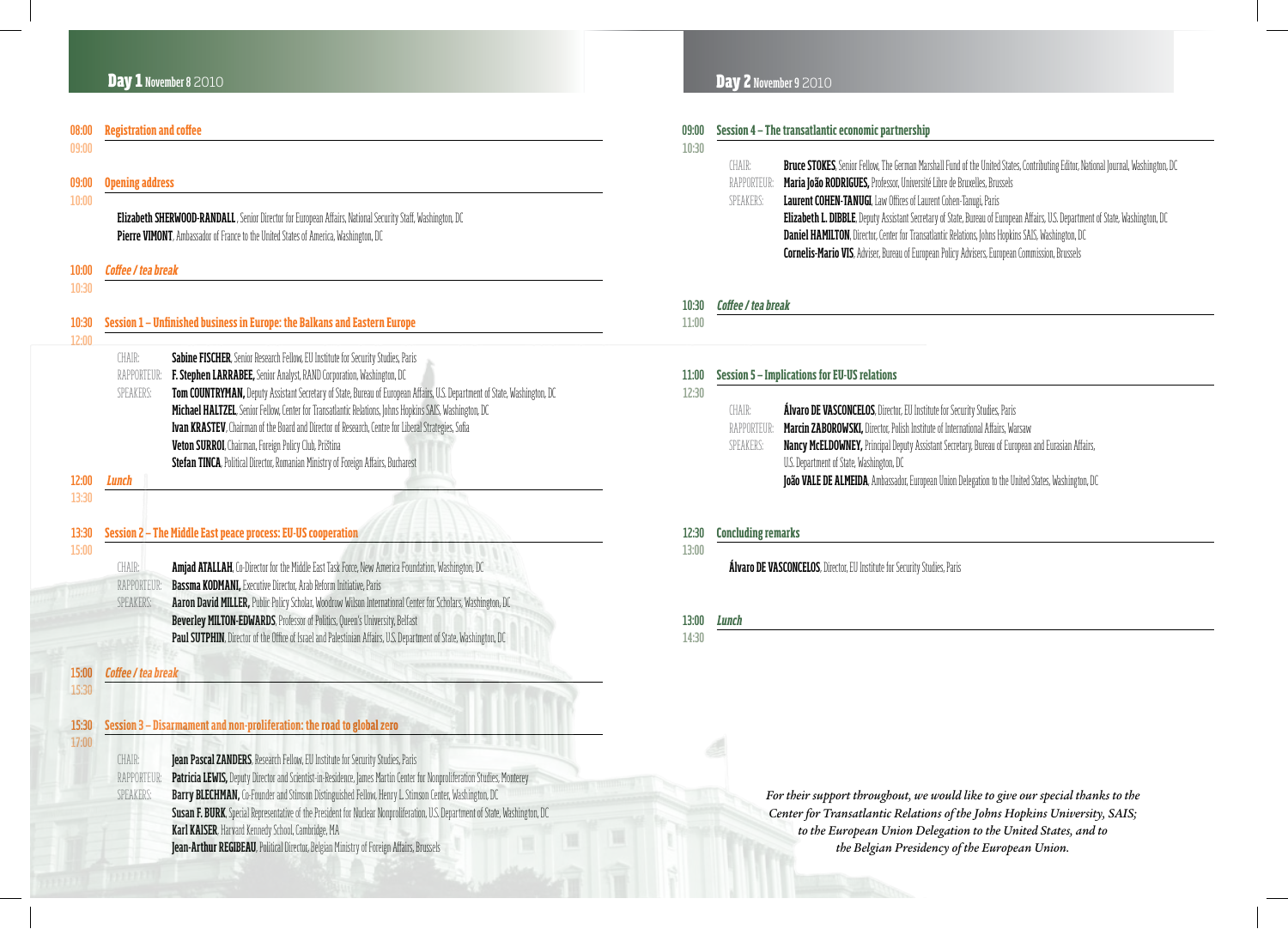## Day 1 November 8 2010

**08:00–09:00 Registration and coffee**

**09:00–10:00 Opening address**

**Elizabeth SHERWOOD-RANDALL**, Senior Director for European Affairs, National Security Staff, Washington, DC
**Pierre VIMONT**, Ambassador of France to the United States of America, Washington, DC

***10:00–10:30 Coffee / tea break***

**10:30–12:00 Session 1 – Unfinished business in Europe: the Balkans and Eastern Europe**

CHAIR: **Sabine FISCHER**, Senior Research Fellow, EU Institute for Security Studies, Paris
RAPPORTEUR: **F. Stephen LARRABEE,** Senior Analyst, RAND Corporation, Washington, DC
SPEAKERS: **Tom COUNTRYMAN,** Deputy Assistant Secretary of State, Bureau of European Affairs, U.S. Department of State, Washington, DC
**Michael HALTZEL**, Senior Fellow, Center for Transatlantic Relations, Johns Hopkins SAIS, Washington, DC
**Ivan KRASTEV**, Chairman of the Board and Director of Research, Centre for Liberal Strategies, Sofia
**Veton SURROI**, Chairman, Foreign Policy Club, Priština
**Stefan TINCA**, Political Director, Romanian Ministry of Foreign Affairs, Bucharest

***12:00–13:30 Lunch***

**13:30–15:00 Session 2 – The Middle East peace process: EU-US cooperation**

CHAIR: **Amjad ATALLAH**, Co-Director for the Middle East Task Force, New America Foundation, Washington, DC
RAPPORTEUR: **Bassma KODMANI,** Executive Director, Arab Reform Initiative, Paris
SPEAKERS: **Aaron David MILLER,** Public Policy Scholar, Woodrow Wilson International Center for Scholars, Washington, DC
**Beverley MILTON-EDWARDS**, Professor of Politics, Queen's University, Belfast
**Paul SUTPHIN**, Director of the Office of Israel and Palestinian Affairs, U.S. Department of State, Washington, DC

***15:00–15:30 Coffee / tea break***

**15:30–17:00 Session 3 – Disarmament and non-proliferation: the road to global zero**

CHAIR: **Jean Pascal ZANDERS**, Research Fellow, EU Institute for Security Studies, Paris
RAPPORTEUR: **Patricia LEWIS,** Deputy Director and Scientist-in-Residence, James Martin Center for Nonproliferation Studies, Monterey
SPEAKERS: **Barry BLECHMAN,** Co-Founder and Stimson Distinguished Fellow, Henry L. Stimson Center, Washington, DC
**Susan F. BURK**, Special Representative of the President for Nuclear Nonproliferation, U.S. Department of State, Washington, DC
**Karl KAISER**, Harvard Kennedy School, Cambridge, MA
**Jean-Arthur REGIBEAU**, Political Director, Belgian Ministry of Foreign Affairs, Brussels

## Day 2 November 9 2010

**09:00–10:30 Session 4 – The transatlantic economic partnership**

CHAIR: **Bruce STOKES**, Senior Fellow, The German Marshall Fund of the United States, Contributing Editor, National Journal, Washington, DC
RAPPORTEUR: **Maria João RODRIGUES,** Professor, Université Libre de Bruxelles, Brussels
SPEAKERS: **Laurent COHEN-TANUGI**, Law Offices of Laurent Cohen-Tanugi, Paris
**Elizabeth L. DIBBLE**, Deputy Assistant Secretary of State, Bureau of European Affairs, U.S. Department of State, Washington, DC
**Daniel HAMILTON**, Director, Center for Transatlantic Relations, Johns Hopkins SAIS, Washington, DC
**Cornelis-Mario VIS**, Adviser, Bureau of European Policy Advisers, European Commission, Brussels

***10:30–11:00 Coffee / tea break***

**11:00–12:30 Session 5 – Implications for EU-US relations**

CHAIR: **Álvaro DE VASCONCELOS**, Director, EU Institute for Security Studies, Paris
RAPPORTEUR: **Marcin ZABOROWSKI,** Director, Polish Institute of International Affairs, Warsaw
SPEAKERS: **Nancy McELDOWNEY,** Principal Deputy Assistant Secretary, Bureau of European and Eurasian Affairs, U.S. Department of State, Washington, DC
**João VALE DE ALMEIDA**, Ambassador, European Union Delegation to the United States, Washington, DC

**12:30–13:00 Concluding remarks**

**Álvaro DE VASCONCELOS**, Director, EU Institute for Security Studies, Paris

***13:00–14:30 Lunch***

*For their support throughout, we would like to give our special thanks to the Center for Transatlantic Relations of the Johns Hopkins University, SAIS; to the European Union Delegation to the United States, and to the Belgian Presidency of the European Union.*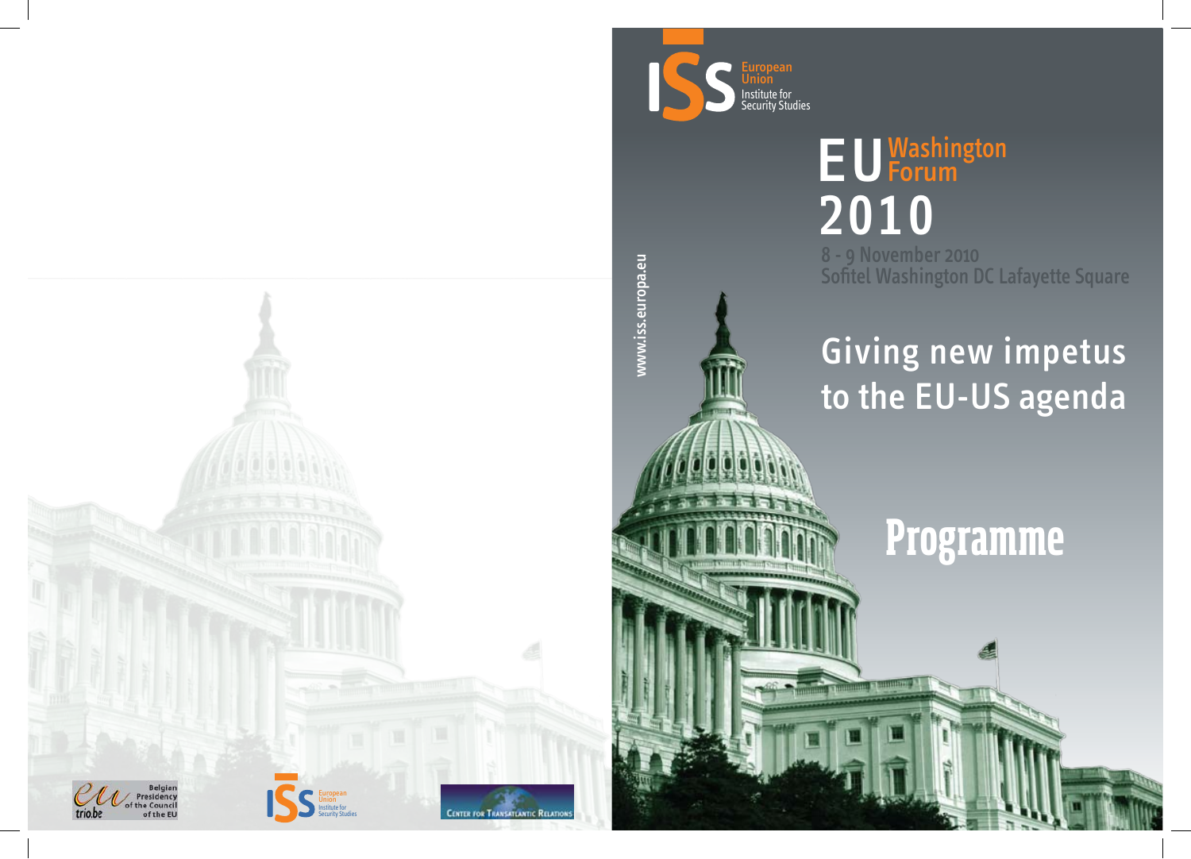European Union Institute for Security Studies

www.iss.europa.eu

# EU Washington Forum 2010

8 - 9 November 2010
Sofitel Washington DC Lafayette Square

## Giving new impetus to the EU-US agenda

# Programme

eu trio.be Belgian Presidency of the Council of the EU

European Union Institute for Security Studies

Center for Transatlantic Relations